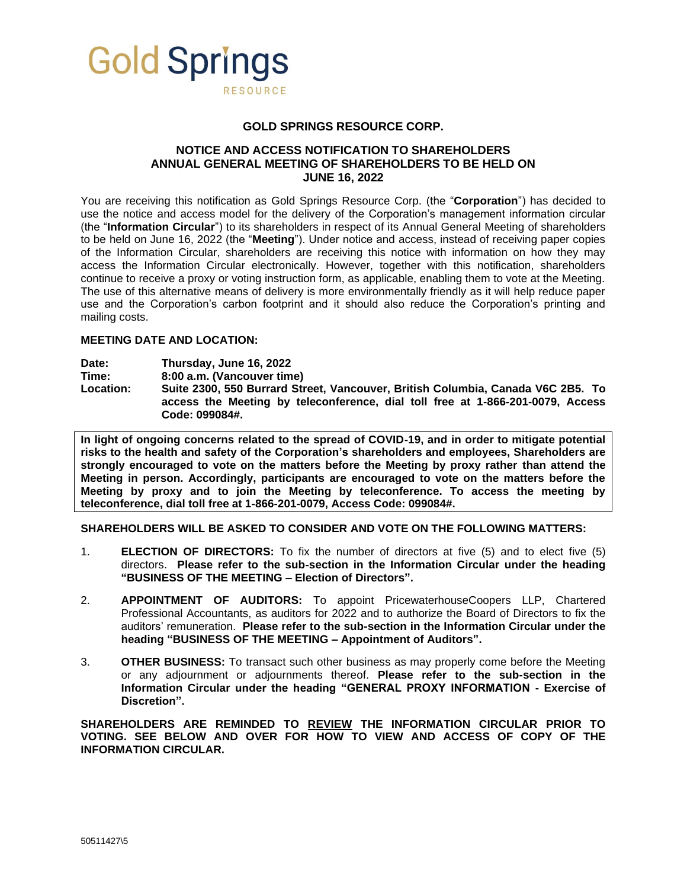Gold Springs RESOURCE

# GOLD SPRINGS RESOURCE CORP.

## NOTICE AND ACCESS NOTIFICATION TO SHAREHOLDERS ANNUAL GENERAL MEETING OF SHAREHOLDERS TO BE HELD ON JUNE 16, 2022

You are receiving this notification as Gold Springs Resource Corp. (the "**Corporation**") has decided to use the notice and access model for the delivery of the Corporation's management information circular (the "**Information Circular**") to its shareholders in respect of its Annual General Meeting of shareholders to be held on June 16, 2022 (the "**Meeting**"). Under notice and access, instead of receiving paper copies of the Information Circular, shareholders are receiving this notice with information on how they may access the Information Circular electronically. However, together with this notification, shareholders continue to receive a proxy or voting instruction form, as applicable, enabling them to vote at the Meeting. The use of this alternative means of delivery is more environmentally friendly as it will help reduce paper use and the Corporation's carbon footprint and it should also reduce the Corporation's printing and mailing costs.

**MEETING DATE AND LOCATION:**

**Date:** **Thursday, June 16, 2022**
**Time:** **8:00 a.m. (Vancouver time)**
**Location:** **Suite 2300, 550 Burrard Street, Vancouver, British Columbia, Canada V6C 2B5. To access the Meeting by teleconference, dial toll free at 1-866-201-0079, Access Code: 099084#.**

**In light of ongoing concerns related to the spread of COVID-19, and in order to mitigate potential risks to the health and safety of the Corporation's shareholders and employees, Shareholders are strongly encouraged to vote on the matters before the Meeting by proxy rather than attend the Meeting in person. Accordingly, participants are encouraged to vote on the matters before the Meeting by proxy and to join the Meeting by teleconference. To access the meeting by teleconference, dial toll free at 1-866-201-0079, Access Code: 099084#.**

**SHAREHOLDERS WILL BE ASKED TO CONSIDER AND VOTE ON THE FOLLOWING MATTERS:**

1. **ELECTION OF DIRECTORS:** To fix the number of directors at five (5) and to elect five (5) directors. **Please refer to the sub-section in the Information Circular under the heading "BUSINESS OF THE MEETING – Election of Directors".**

2. **APPOINTMENT OF AUDITORS:** To appoint PricewaterhouseCoopers LLP, Chartered Professional Accountants, as auditors for 2022 and to authorize the Board of Directors to fix the auditors' remuneration. **Please refer to the sub-section in the Information Circular under the heading "BUSINESS OF THE MEETING – Appointment of Auditors".**

3. **OTHER BUSINESS:** To transact such other business as may properly come before the Meeting or any adjournment or adjournments thereof. **Please refer to the sub-section in the Information Circular under the heading "GENERAL PROXY INFORMATION - Exercise of Discretion".**

**SHAREHOLDERS ARE REMINDED TO REVIEW THE INFORMATION CIRCULAR PRIOR TO VOTING. SEE BELOW AND OVER FOR HOW TO VIEW AND ACCESS OF COPY OF THE INFORMATION CIRCULAR.**

50511427\5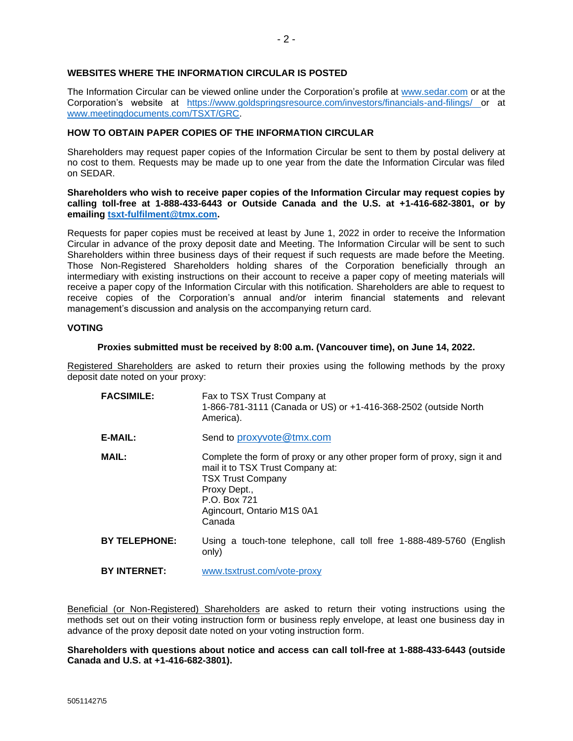## WEBSITES WHERE THE INFORMATION CIRCULAR IS POSTED

The Information Circular can be viewed online under the Corporation's profile at www.sedar.com or at the Corporation's website at https://www.goldspringsresource.com/investors/financials-and-filings/ or at www.meetingdocuments.com/TSXT/GRC.

## HOW TO OBTAIN PAPER COPIES OF THE INFORMATION CIRCULAR

Shareholders may request paper copies of the Information Circular be sent to them by postal delivery at no cost to them. Requests may be made up to one year from the date the Information Circular was filed on SEDAR.

**Shareholders who wish to receive paper copies of the Information Circular may request copies by calling toll-free at 1-888-433-6443 or Outside Canada and the U.S. at +1-416-682-3801, or by emailing tsxt-fulfilment@tmx.com.**

Requests for paper copies must be received at least by June 1, 2022 in order to receive the Information Circular in advance of the proxy deposit date and Meeting. The Information Circular will be sent to such Shareholders within three business days of their request if such requests are made before the Meeting. Those Non-Registered Shareholders holding shares of the Corporation beneficially through an intermediary with existing instructions on their account to receive a paper copy of meeting materials will receive a paper copy of the Information Circular with this notification. Shareholders are able to request to receive copies of the Corporation's annual and/or interim financial statements and relevant management's discussion and analysis on the accompanying return card.

## VOTING

**Proxies submitted must be received by 8:00 a.m. (Vancouver time), on June 14, 2022.**

Registered Shareholders are asked to return their proxies using the following methods by the proxy deposit date noted on your proxy:

| | |
|---|---|
| **FACSIMILE:** | Fax to TSX Trust Company at 1-866-781-3111 (Canada or US) or +1-416-368-2502 (outside North America). |
| **E-MAIL:** | Send to proxyvote@tmx.com |
| **MAIL:** | Complete the form of proxy or any other proper form of proxy, sign it and mail it to TSX Trust Company at:<br>TSX Trust Company<br>Proxy Dept.,<br>P.O. Box 721<br>Agincourt, Ontario M1S 0A1<br>Canada |
| **BY TELEPHONE:** | Using a touch-tone telephone, call toll free 1-888-489-5760 (English only) |
| **BY INTERNET:** | www.tsxtrust.com/vote-proxy |

Beneficial (or Non-Registered) Shareholders are asked to return their voting instructions using the methods set out on their voting instruction form or business reply envelope, at least one business day in advance of the proxy deposit date noted on your voting instruction form.

**Shareholders with questions about notice and access can call toll-free at 1-888-433-6443 (outside Canada and U.S. at +1-416-682-3801).**

50511427\5